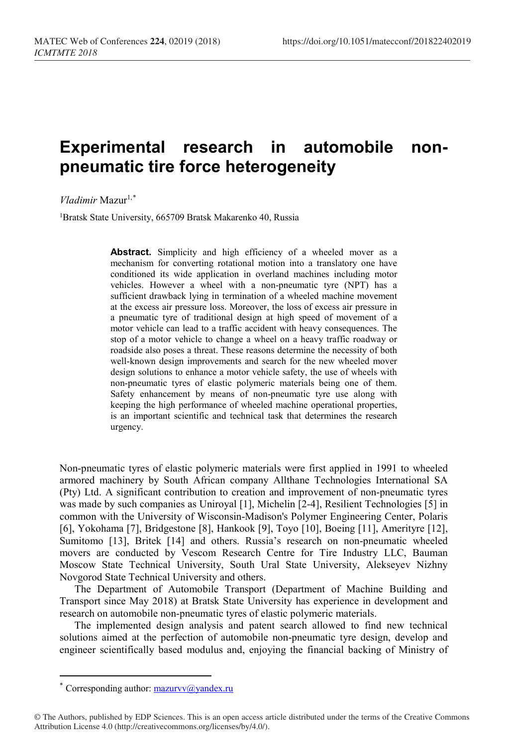# Experimental research in automobile non-pneumatic tire force heterogeneity

*Vladimir* Mazur[1,*]

[1]Bratsk State University, 665709 Bratsk Makarenko 40, Russia

**Abstract.** Simplicity and high efficiency of a wheeled mover as a mechanism for converting rotational motion into a translatory one have conditioned its wide application in overland machines including motor vehicles. However a wheel with a non-pneumatic tyre (NPT) has a sufficient drawback lying in termination of a wheeled machine movement at the excess air pressure loss. Moreover, the loss of excess air pressure in a pneumatic tyre of traditional design at high speed of movement of a motor vehicle can lead to a traffic accident with heavy consequences. The stop of a motor vehicle to change a wheel on a heavy traffic roadway or roadside also poses a threat. These reasons determine the necessity of both well-known design improvements and search for the new wheeled mover design solutions to enhance a motor vehicle safety, the use of wheels with non-pneumatic tyres of elastic polymeric materials being one of them. Safety enhancement by means of non-pneumatic tyre use along with keeping the high performance of wheeled machine operational properties, is an important scientific and technical task that determines the research urgency.

Non-pneumatic tyres of elastic polymeric materials were first applied in 1991 to wheeled armored machinery by South African company Allthane Technologies International SA (Pty) Ltd. A significant contribution to creation and improvement of non-pneumatic tyres was made by such companies as Uniroyal [1], Michelin [2-4], Resilient Technologies [5] in common with the University of Wisconsin-Madison's Polymer Engineering Center, Polaris [6], Yokohama [7], Bridgestone [8], Hankook [9], Toyo [10], Boeing [11], Amerityre [12], Sumitomo [13], Britek [14] and others. Russia's research on non-pneumatic wheeled movers are conducted by Vescom Research Centre for Tire Industry LLC, Bauman Moscow State Technical University, South Ural State University, Alekseyev Nizhny Novgorod State Technical University and others.

The Department of Automobile Transport (Department of Machine Building and Transport since May 2018) at Bratsk State University has experience in development and research on automobile non-pneumatic tyres of elastic polymeric materials.

The implemented design analysis and patent search allowed to find new technical solutions aimed at the perfection of automobile non-pneumatic tyre design, develop and engineer scientifically based modulus and, enjoying the financial backing of Ministry of

* Corresponding author: mazurvv@yandex.ru

© The Authors, published by EDP Sciences. This is an open access article distributed under the terms of the Creative Commons Attribution License 4.0 (http://creativecommons.org/licenses/by/4.0/).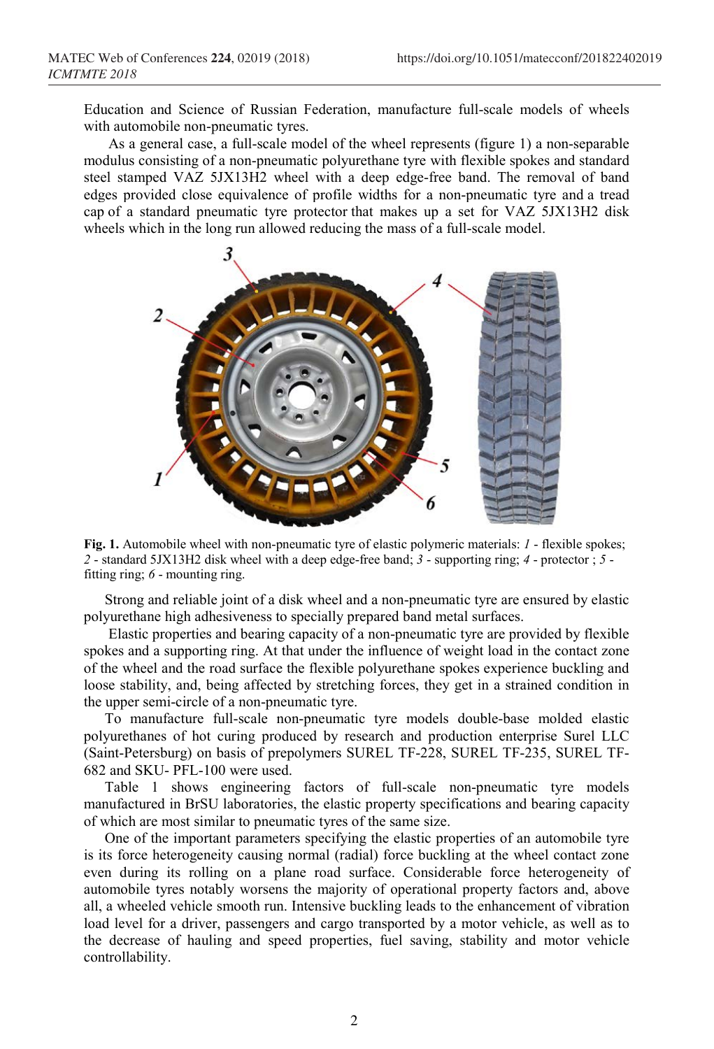Education and Science of Russian Federation, manufacture full-scale models of wheels with automobile non-pneumatic tyres.

As a general case, a full-scale model of the wheel represents (figure 1) a non-separable modulus consisting of a non-pneumatic polyurethane tyre with flexible spokes and standard steel stamped VAZ 5JX13H2 wheel with a deep edge-free band. The removal of band edges provided close equivalence of profile widths for a non-pneumatic tyre and a tread cap of a standard pneumatic tyre protector that makes up a set for VAZ 5JX13H2 disk wheels which in the long run allowed reducing the mass of a full-scale model.

**Fig. 1.** Automobile wheel with non-pneumatic tyre of elastic polymeric materials: *1* - flexible spokes; *2* - standard 5JX13H2 disk wheel with a deep edge-free band; *3* - supporting ring; *4* - protector ; *5* - fitting ring; *6* - mounting ring.

Strong and reliable joint of a disk wheel and a non-pneumatic tyre are ensured by elastic polyurethane high adhesiveness to specially prepared band metal surfaces.

Elastic properties and bearing capacity of a non-pneumatic tyre are provided by flexible spokes and a supporting ring. At that under the influence of weight load in the contact zone of the wheel and the road surface the flexible polyurethane spokes experience buckling and loose stability, and, being affected by stretching forces, they get in a strained condition in the upper semi-circle of a non-pneumatic tyre.

To manufacture full-scale non-pneumatic tyre models double-base molded elastic polyurethanes of hot curing produced by research and production enterprise Surel LLC (Saint-Petersburg) on basis of prepolymers SUREL TF-228, SUREL TF-235, SUREL TF-682 and SKU- PFL-100 were used.

Table 1 shows engineering factors of full-scale non-pneumatic tyre models manufactured in BrSU laboratories, the elastic property specifications and bearing capacity of which are most similar to pneumatic tyres of the same size.

One of the important parameters specifying the elastic properties of an automobile tyre is its force heterogeneity causing normal (radial) force buckling at the wheel contact zone even during its rolling on a plane road surface. Considerable force heterogeneity of automobile tyres notably worsens the majority of operational property factors and, above all, a wheeled vehicle smooth run. Intensive buckling leads to the enhancement of vibration load level for a driver, passengers and cargo transported by a motor vehicle, as well as to the decrease of hauling and speed properties, fuel saving, stability and motor vehicle controllability.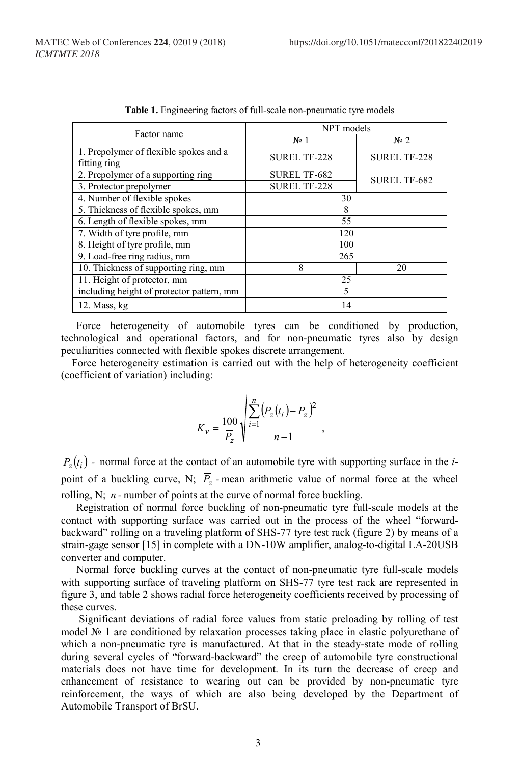**Table 1.** Engineering factors of full-scale non-pneumatic tyre models

| Factor name | NPT models | |
|---|---|---|
| | № 1 | № 2 |
| 1. Prepolymer of flexible spokes and a fitting ring | SUREL TF-228 | SUREL TF-228 |
| 2. Prepolymer of a supporting ring | SUREL TF-682 | SUREL TF-682 |
| 3. Protector prepolymer | SUREL TF-228 | |
| 4. Number of flexible spokes | 30 | |
| 5. Thickness of flexible spokes, mm | 8 | |
| 6. Length of flexible spokes, mm | 55 | |
| 7. Width of tyre profile, mm | 120 | |
| 8. Height of tyre profile, mm | 100 | |
| 9. Load-free ring radius, mm | 265 | |
| 10. Thickness of supporting ring, mm | 8 | 20 |
| 11. Height of protector, mm | 25 | |
| including height of protector pattern, mm | 5 | |
| 12. Mass, kg | 14 | |

Force heterogeneity of automobile tyres can be conditioned by production, technological and operational factors, and for non-pneumatic tyres also by design peculiarities connected with flexible spokes discrete arrangement.

Force heterogeneity estimation is carried out with the help of heterogeneity coefficient (coefficient of variation) including:

$$K_v = \frac{100}{\overline{P}_z}\sqrt{\frac{\sum_{i=1}^{n}\left(P_z(t_i) - \overline{P}_z\right)^2}{n-1}},$$

$P_z(t_i)$ - normal force at the contact of an automobile tyre with supporting surface in the *i*-point of a buckling curve, N; $\overline{P}_z$ - mean arithmetic value of normal force at the wheel rolling, N; $n$ - number of points at the curve of normal force buckling.

Registration of normal force buckling of non-pneumatic tyre full-scale models at the contact with supporting surface was carried out in the process of the wheel "forward-backward" rolling on a traveling platform of SHS-77 tyre test rack (figure 2) by means of a strain-gage sensor [15] in complete with a DN-10W amplifier, analog-to-digital LA-20USB converter and computer.

Normal force buckling curves at the contact of non-pneumatic tyre full-scale models with supporting surface of traveling platform on SHS-77 tyre test rack are represented in figure 3, and table 2 shows radial force heterogeneity coefficients received by processing of these curves.

Significant deviations of radial force values from static preloading by rolling of test model № 1 are conditioned by relaxation processes taking place in elastic polyurethane of which a non-pneumatic tyre is manufactured. At that in the steady-state mode of rolling during several cycles of "forward-backward" the creep of automobile tyre constructional materials does not have time for development. In its turn the decrease of creep and enhancement of resistance to wearing out can be provided by non-pneumatic tyre reinforcement, the ways of which are also being developed by the Department of Automobile Transport of BrSU.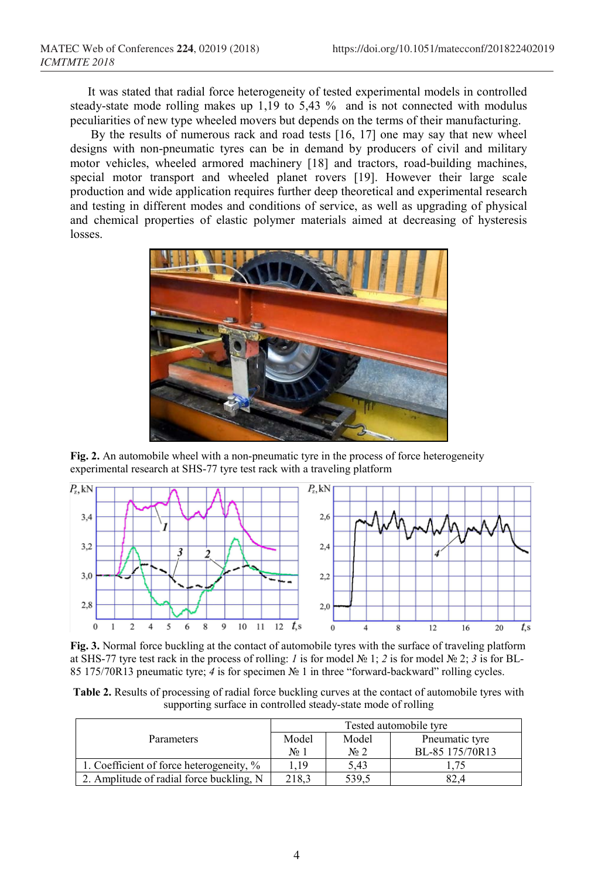It was stated that radial force heterogeneity of tested experimental models in controlled steady-state mode rolling makes up 1,19 to 5,43 % and is not connected with modulus peculiarities of new type wheeled movers but depends on the terms of their manufacturing.

By the results of numerous rack and road tests [16, 17] one may say that new wheel designs with non-pneumatic tyres can be in demand by producers of civil and military motor vehicles, wheeled armored machinery [18] and tractors, road-building machines, special motor transport and wheeled planet rovers [19]. However their large scale production and wide application requires further deep theoretical and experimental research and testing in different modes and conditions of service, as well as upgrading of physical and chemical properties of elastic polymer materials aimed at decreasing of hysteresis losses.

**Fig. 2.** An automobile wheel with a non-pneumatic tyre in the process of force heterogeneity experimental research at SHS-77 tyre test rack with a traveling platform

**Fig. 3.** Normal force buckling at the contact of automobile tyres with the surface of traveling platform at SHS-77 tyre test rack in the process of rolling: *1* is for model № 1; *2* is for model № 2; *3* is for BL-85 175/70R13 pneumatic tyre; *4* is for specimen № 1 in three "forward-backward" rolling cycles.

**Table 2.** Results of processing of radial force buckling curves at the contact of automobile tyres with supporting surface in controlled steady-state mode of rolling

| Parameters | Tested automobile tyre | | |
|---|---|---|---|
| | Model № 1 | Model № 2 | Pneumatic tyre BL-85 175/70R13 |
| 1. Coefficient of force heterogeneity, % | 1,19 | 5,43 | 1,75 |
| 2. Amplitude of radial force buckling, N | 218,3 | 539,5 | 82,4 |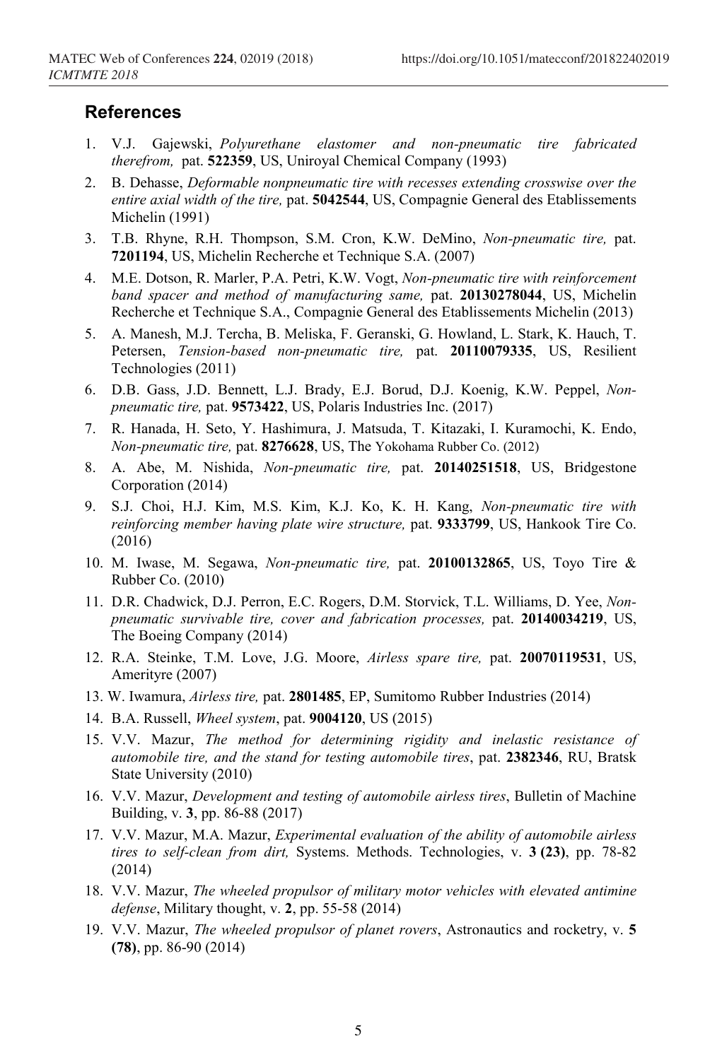## References

1. V.J. Gajewski, *Polyurethane elastomer and non-pneumatic tire fabricated therefrom,* pat. **522359**, US, Uniroyal Chemical Company (1993)
2. B. Dehasse, *Deformable nonpneumatic tire with recesses extending crosswise over the entire axial width of the tire,* pat. **5042544**, US, Compagnie General des Etablissements Michelin (1991)
3. T.B. Rhyne, R.H. Thompson, S.M. Cron, K.W. DeMino, *Non-pneumatic tire,* pat. **7201194**, US, Michelin Recherche et Technique S.A. (2007)
4. M.E. Dotson, R. Marler, P.A. Petri, K.W. Vogt, *Non-pneumatic tire with reinforcement band spacer and method of manufacturing same,* pat. **20130278044**, US, Michelin Recherche et Technique S.A., Compagnie General des Etablissements Michelin (2013)
5. A. Manesh, M.J. Tercha, B. Meliska, F. Geranski, G. Howland, L. Stark, K. Hauch, T. Petersen, *Tension-based non-pneumatic tire,* pat. **20110079335**, US, Resilient Technologies (2011)
6. D.B. Gass, J.D. Bennett, L.J. Brady, E.J. Borud, D.J. Koenig, K.W. Peppel, *Non-pneumatic tire,* pat. **9573422**, US, Polaris Industries Inc. (2017)
7. R. Hanada, H. Seto, Y. Hashimura, J. Matsuda, T. Kitazaki, I. Kuramochi, K. Endo, *Non-pneumatic tire,* pat. **8276628**, US, The Yokohama Rubber Co. (2012)
8. A. Abe, M. Nishida, *Non-pneumatic tire,* pat. **20140251518**, US, Bridgestone Corporation (2014)
9. S.J. Choi, H.J. Kim, M.S. Kim, K.J. Ko, K. H. Kang, *Non-pneumatic tire with reinforcing member having plate wire structure,* pat. **9333799**, US, Hankook Tire Co. (2016)
10. M. Iwase, M. Segawa, *Non-pneumatic tire,* pat. **20100132865**, US, Toyo Tire & Rubber Co. (2010)
11. D.R. Chadwick, D.J. Perron, E.C. Rogers, D.M. Storvick, T.L. Williams, D. Yee, *Non-pneumatic survivable tire, cover and fabrication processes,* pat. **20140034219**, US, The Boeing Company (2014)
12. R.A. Steinke, T.M. Love, J.G. Moore, *Airless spare tire,* pat. **20070119531**, US, Amerityre (2007)
13. W. Iwamura, *Airless tire,* pat. **2801485**, EP, Sumitomo Rubber Industries (2014)
14. B.A. Russell, *Wheel system*, pat. **9004120**, US (2015)
15. V.V. Mazur, *The method for determining rigidity and inelastic resistance of automobile tire, and the stand for testing automobile tires*, pat. **2382346**, RU, Bratsk State University (2010)
16. V.V. Mazur, *Development and testing of automobile airless tires*, Bulletin of Machine Building, v. **3**, pp. 86-88 (2017)
17. V.V. Mazur, M.A. Mazur, *Experimental evaluation of the ability of automobile airless tires to self-clean from dirt,* Systems. Methods. Technologies, v. **3 (23)**, pp. 78-82 (2014)
18. V.V. Mazur, *The wheeled propulsor of military motor vehicles with elevated antimine defense*, Military thought, v. **2**, pp. 55-58 (2014)
19. V.V. Mazur, *The wheeled propulsor of planet rovers*, Astronautics and rocketry, v. **5 (78)**, pp. 86-90 (2014)